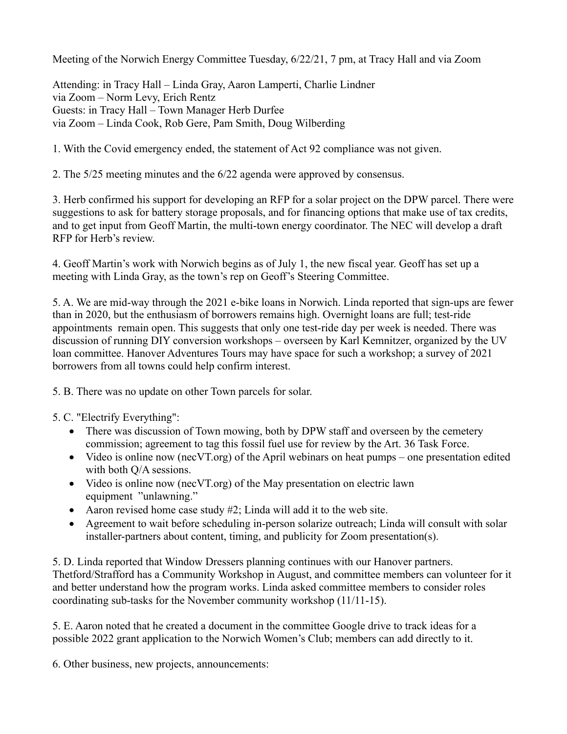Meeting of the Norwich Energy Committee Tuesday, 6/22/21, 7 pm, at Tracy Hall and via Zoom

Attending: in Tracy Hall – Linda Gray, Aaron Lamperti, Charlie Lindner
via Zoom – Norm Levy, Erich Rentz
Guests: in Tracy Hall – Town Manager Herb Durfee
via Zoom – Linda Cook, Rob Gere, Pam Smith, Doug Wilberding

1. With the Covid emergency ended, the statement of Act 92 compliance was not given.

2. The 5/25 meeting minutes and the 6/22 agenda were approved by consensus.

3. Herb confirmed his support for developing an RFP for a solar project on the DPW parcel. There were suggestions to ask for battery storage proposals, and for financing options that make use of tax credits, and to get input from Geoff Martin, the multi-town energy coordinator. The NEC will develop a draft RFP for Herb's review.

4. Geoff Martin's work with Norwich begins as of July 1, the new fiscal year. Geoff has set up a meeting with Linda Gray, as the town's rep on Geoff's Steering Committee.

5. A. We are mid-way through the 2021 e-bike loans in Norwich. Linda reported that sign-ups are fewer than in 2020, but the enthusiasm of borrowers remains high. Overnight loans are full; test-ride appointments remain open. This suggests that only one test-ride day per week is needed. There was discussion of running DIY conversion workshops – overseen by Karl Kemnitzer, organized by the UV loan committee. Hanover Adventures Tours may have space for such a workshop; a survey of 2021 borrowers from all towns could help confirm interest.

5. B. There was no update on other Town parcels for solar.

5. C. "Electrify Everything":

- There was discussion of Town mowing, both by DPW staff and overseen by the cemetery commission; agreement to tag this fossil fuel use for review by the Art. 36 Task Force.
- Video is online now (necVT.org) of the April webinars on heat pumps – one presentation edited with both Q/A sessions.
- Video is online now (necVT.org) of the May presentation on electric lawn equipment "unlawning."
- Aaron revised home case study #2; Linda will add it to the web site.
- Agreement to wait before scheduling in-person solarize outreach; Linda will consult with solar installer-partners about content, timing, and publicity for Zoom presentation(s).

5. D. Linda reported that Window Dressers planning continues with our Hanover partners. Thetford/Strafford has a Community Workshop in August, and committee members can volunteer for it and better understand how the program works. Linda asked committee members to consider roles coordinating sub-tasks for the November community workshop (11/11-15).

5. E. Aaron noted that he created a document in the committee Google drive to track ideas for a possible 2022 grant application to the Norwich Women's Club; members can add directly to it.

6. Other business, new projects, announcements: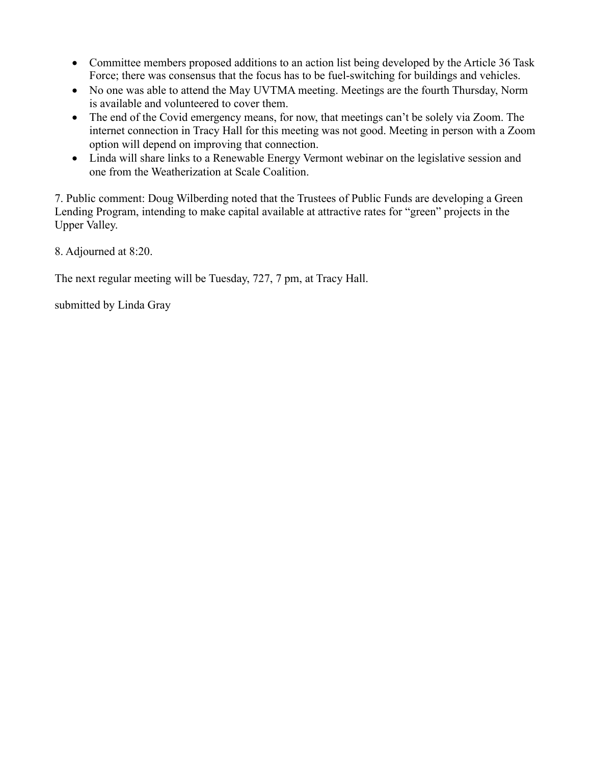- Committee members proposed additions to an action list being developed by the Article 36 Task Force; there was consensus that the focus has to be fuel-switching for buildings and vehicles.
- No one was able to attend the May UVTMA meeting. Meetings are the fourth Thursday, Norm is available and volunteered to cover them.
- The end of the Covid emergency means, for now, that meetings can't be solely via Zoom. The internet connection in Tracy Hall for this meeting was not good. Meeting in person with a Zoom option will depend on improving that connection.
- Linda will share links to a Renewable Energy Vermont webinar on the legislative session and one from the Weatherization at Scale Coalition.

7. Public comment: Doug Wilberding noted that the Trustees of Public Funds are developing a Green Lending Program, intending to make capital available at attractive rates for "green" projects in the Upper Valley.

8. Adjourned at 8:20.

The next regular meeting will be Tuesday, 727, 7 pm, at Tracy Hall.

submitted by Linda Gray